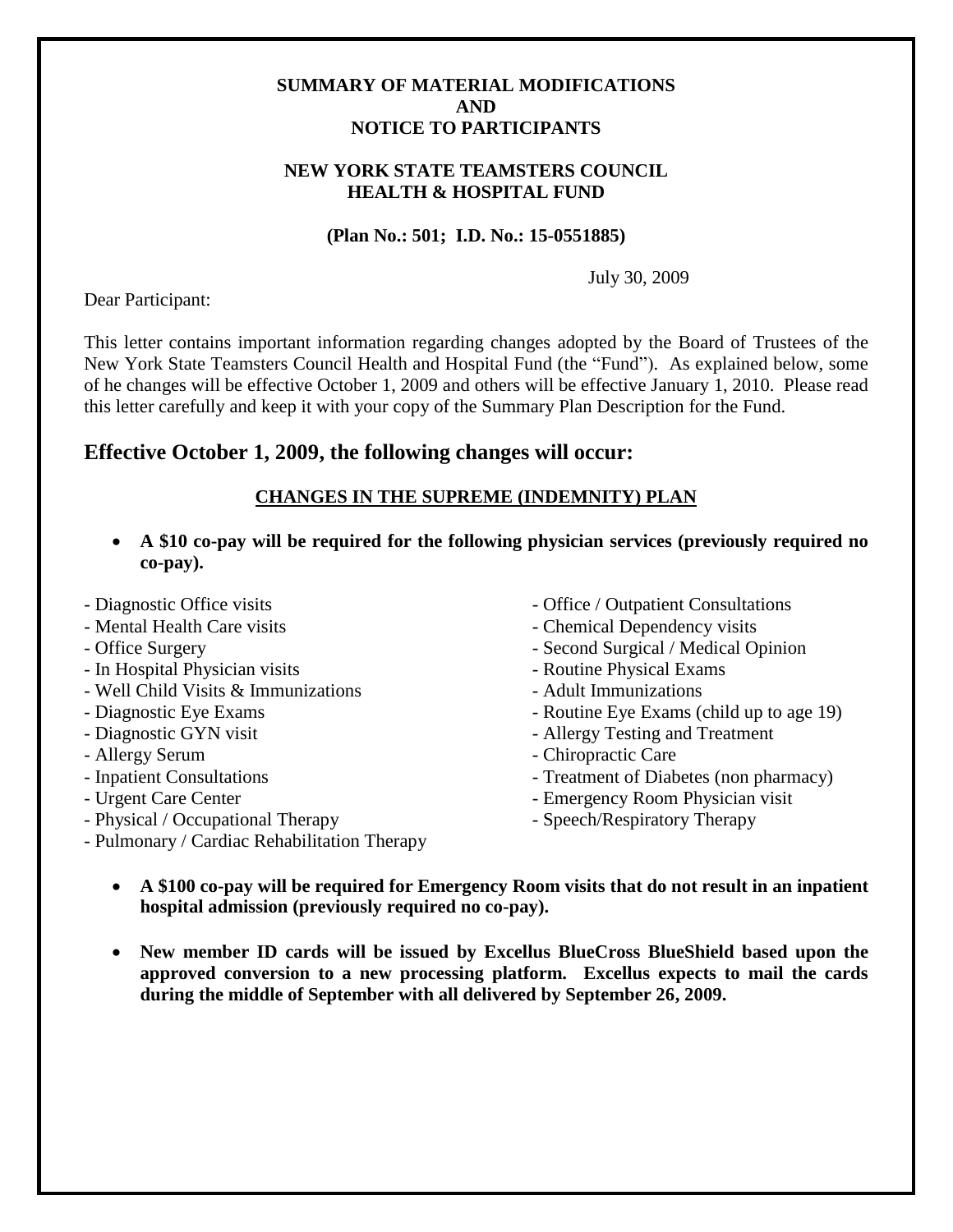**SUMMARY OF MATERIAL MODIFICATIONS**
**AND**
**NOTICE TO PARTICIPANTS**

**NEW YORK STATE TEAMSTERS COUNCIL**
**HEALTH & HOSPITAL FUND**

**(Plan No.: 501; I.D. No.: 15-0551885)**

July 30, 2009

Dear Participant:

This letter contains important information regarding changes adopted by the Board of Trustees of the New York State Teamsters Council Health and Hospital Fund (the "Fund"). As explained below, some of he changes will be effective October 1, 2009 and others will be effective January 1, 2010. Please read this letter carefully and keep it with your copy of the Summary Plan Description for the Fund.

## Effective October 1, 2009, the following changes will occur:

### CHANGES IN THE SUPREME (INDEMNITY) PLAN

- **A $10 co-pay will be required for the following physician services (previously required no co-pay).**

- Diagnostic Office visits
- Mental Health Care visits
- Office Surgery
- In Hospital Physician visits
- Well Child Visits & Immunizations
- Diagnostic Eye Exams
- Diagnostic GYN visit
- Allergy Serum
- Inpatient Consultations
- Urgent Care Center
- Physical / Occupational Therapy
- Pulmonary / Cardiac Rehabilitation Therapy
- Office / Outpatient Consultations
- Chemical Dependency visits
- Second Surgical / Medical Opinion
- Routine Physical Exams
- Adult Immunizations
- Routine Eye Exams (child up to age 19)
- Allergy Testing and Treatment
- Chiropractic Care
- Treatment of Diabetes (non pharmacy)
- Emergency Room Physician visit
- Speech/Respiratory Therapy

- **A $100 co-pay will be required for Emergency Room visits that do not result in an inpatient hospital admission (previously required no co-pay).**

- **New member ID cards will be issued by Excellus BlueCross BlueShield based upon the approved conversion to a new processing platform. Excellus expects to mail the cards during the middle of September with all delivered by September 26, 2009.**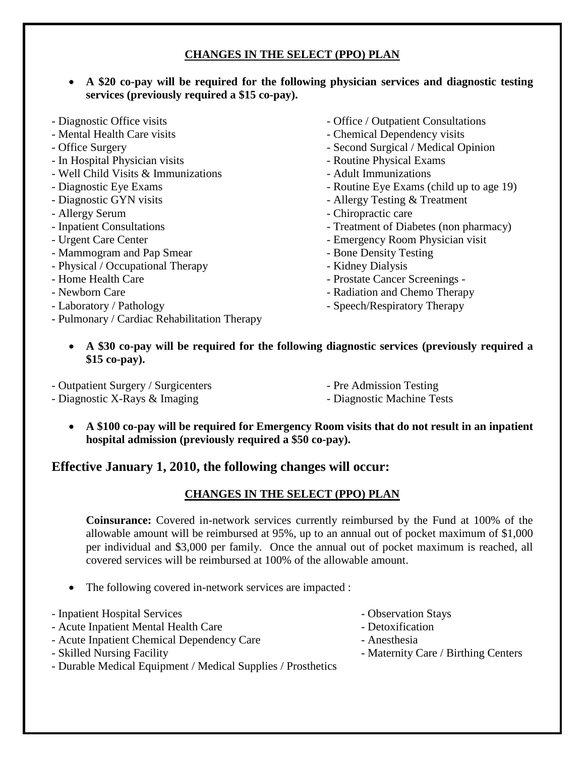## CHANGES IN THE SELECT (PPO) PLAN

- **A $20 co-pay will be required for the following physician services and diagnostic testing services (previously required a $15 co-pay).**

- Diagnostic Office visits
- Mental Health Care visits
- Office Surgery
- In Hospital Physician visits
- Well Child Visits & Immunizations
- Diagnostic Eye Exams
- Diagnostic GYN visits
- Allergy Serum
- Inpatient Consultations
- Urgent Care Center
- Mammogram and Pap Smear
- Physical / Occupational Therapy
- Home Health Care
- Newborn Care
- Laboratory / Pathology
- Pulmonary / Cardiac Rehabilitation Therapy
- Office / Outpatient Consultations
- Chemical Dependency visits
- Second Surgical / Medical Opinion
- Routine Physical Exams
- Adult Immunizations
- Routine Eye Exams (child up to age 19)
- Allergy Testing & Treatment
- Chiropractic care
- Treatment of Diabetes (non pharmacy)
- Emergency Room Physician visit
- Bone Density Testing
- Kidney Dialysis
- Prostate Cancer Screenings -
- Radiation and Chemo Therapy
- Speech/Respiratory Therapy

- **A $30 co-pay will be required for the following diagnostic services (previously required a $15 co-pay).**

- Outpatient Surgery / Surgicenters
- Diagnostic X-Rays & Imaging
- Pre Admission Testing
- Diagnostic Machine Tests

- **A $100 co-pay will be required for Emergency Room visits that do not result in an inpatient hospital admission (previously required a $50 co-pay).**

## Effective January 1, 2010, the following changes will occur:

## CHANGES IN THE SELECT (PPO) PLAN

**Coinsurance:** Covered in-network services currently reimbursed by the Fund at 100% of the allowable amount will be reimbursed at 95%, up to an annual out of pocket maximum of $1,000 per individual and $3,000 per family. Once the annual out of pocket maximum is reached, all covered services will be reimbursed at 100% of the allowable amount.

- The following covered in-network services are impacted :

- Inpatient Hospital Services
- Acute Inpatient Mental Health Care
- Acute Inpatient Chemical Dependency Care
- Skilled Nursing Facility
- Durable Medical Equipment / Medical Supplies / Prosthetics
- Observation Stays
- Detoxification
- Anesthesia
- Maternity Care / Birthing Centers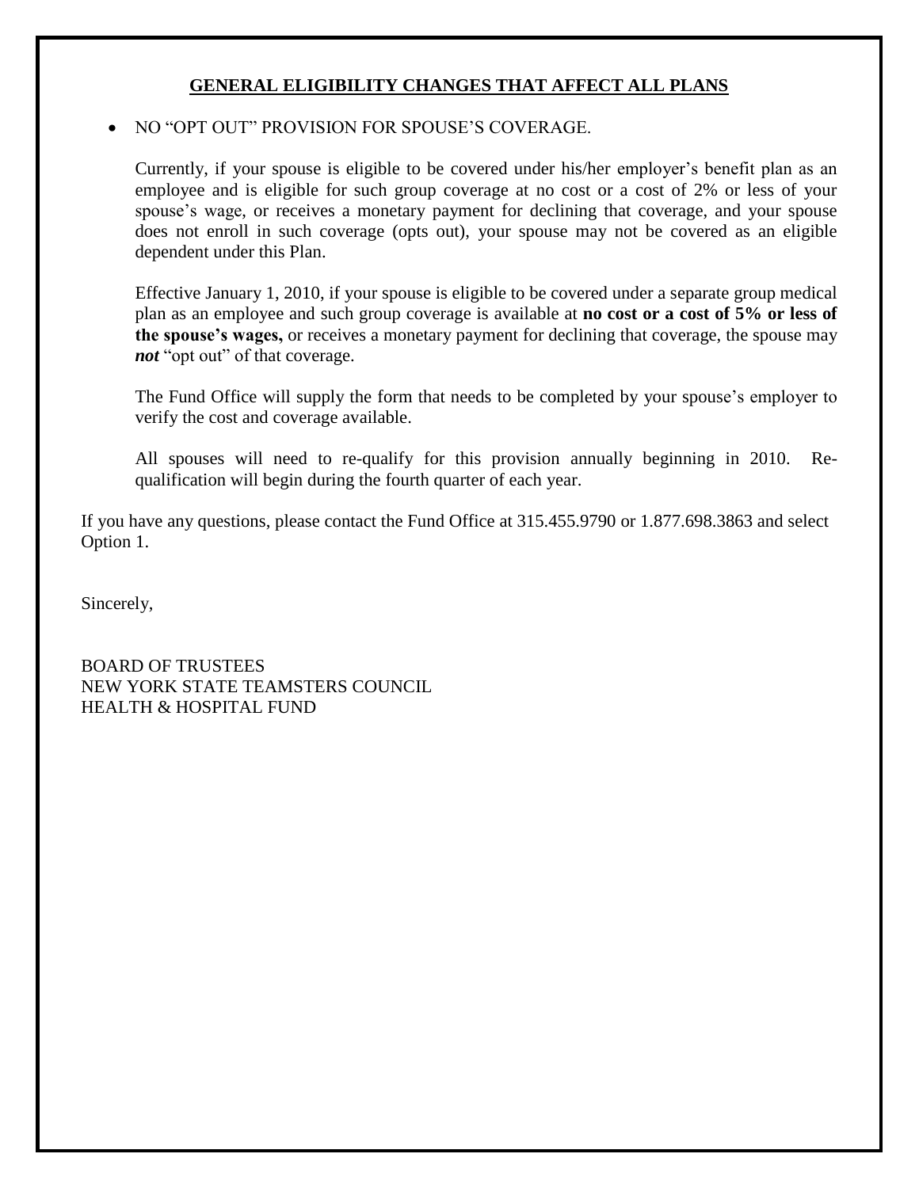## GENERAL ELIGIBILITY CHANGES THAT AFFECT ALL PLANS

- NO "OPT OUT" PROVISION FOR SPOUSE'S COVERAGE.

  Currently, if your spouse is eligible to be covered under his/her employer's benefit plan as an employee and is eligible for such group coverage at no cost or a cost of 2% or less of your spouse's wage, or receives a monetary payment for declining that coverage, and your spouse does not enroll in such coverage (opts out), your spouse may not be covered as an eligible dependent under this Plan.

  Effective January 1, 2010, if your spouse is eligible to be covered under a separate group medical plan as an employee and such group coverage is available at **no cost or a cost of 5% or less of the spouse's wages,** or receives a monetary payment for declining that coverage, the spouse may ***not*** "opt out" of that coverage.

  The Fund Office will supply the form that needs to be completed by your spouse's employer to verify the cost and coverage available.

  All spouses will need to re-qualify for this provision annually beginning in 2010. Re-qualification will begin during the fourth quarter of each year.

If you have any questions, please contact the Fund Office at 315.455.9790 or 1.877.698.3863 and select Option 1.

Sincerely,

BOARD OF TRUSTEES
NEW YORK STATE TEAMSTERS COUNCIL
HEALTH & HOSPITAL FUND